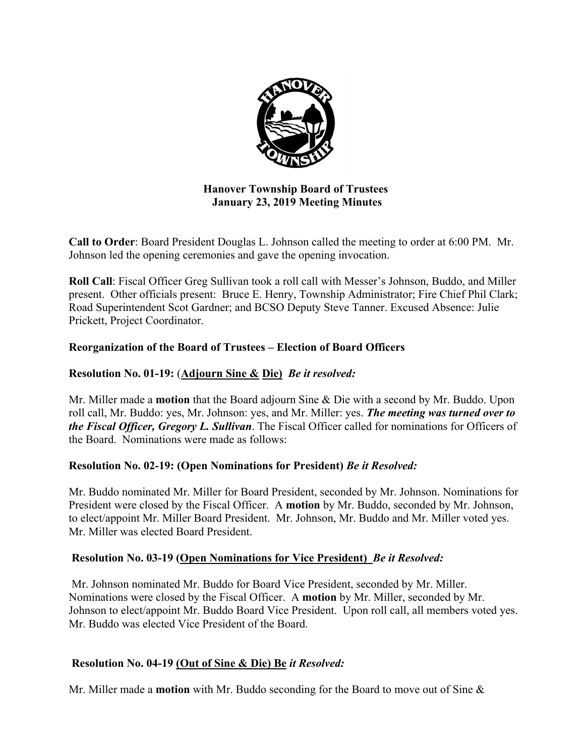**Hanover Township Board of Trustees**
**January 23, 2019 Meeting Minutes**

**Call to Order**: Board President Douglas L. Johnson called the meeting to order at 6:00 PM. Mr. Johnson led the opening ceremonies and gave the opening invocation.

**Roll Call**: Fiscal Officer Greg Sullivan took a roll call with Messer's Johnson, Buddo, and Miller present. Other officials present: Bruce E. Henry, Township Administrator; Fire Chief Phil Clark; Road Superintendent Scot Gardner; and BCSO Deputy Steve Tanner. Excused Absence: Julie Prickett, Project Coordinator.

**Reorganization of the Board of Trustees – Election of Board Officers**

**Resolution No. 01-19:** (**Adjourn Sine & Die)** ***Be it resolved:***

Mr. Miller made a **motion** that the Board adjourn Sine & Die with a second by Mr. Buddo. Upon roll call, Mr. Buddo: yes, Mr. Johnson: yes, and Mr. Miller: yes. ***The meeting was turned over to the Fiscal Officer, Gregory L. Sullivan***. The Fiscal Officer called for nominations for Officers of the Board. Nominations were made as follows:

**Resolution No. 02-19: (Open Nominations for President)** ***Be it Resolved:***

Mr. Buddo nominated Mr. Miller for Board President, seconded by Mr. Johnson. Nominations for President were closed by the Fiscal Officer. A **motion** by Mr. Buddo, seconded by Mr. Johnson, to elect/appoint Mr. Miller Board President. Mr. Johnson, Mr. Buddo and Mr. Miller voted yes. Mr. Miller was elected Board President.

**Resolution No. 03-19 (Open Nominations for Vice President)** ***Be it Resolved:***

Mr. Johnson nominated Mr. Buddo for Board Vice President, seconded by Mr. Miller. Nominations were closed by the Fiscal Officer. A **motion** by Mr. Miller, seconded by Mr. Johnson to elect/appoint Mr. Buddo Board Vice President. Upon roll call, all members voted yes. Mr. Buddo was elected Vice President of the Board.

**Resolution No. 04-19 (Out of Sine & Die) Be** ***it Resolved:***

Mr. Miller made a **motion** with Mr. Buddo seconding for the Board to move out of Sine &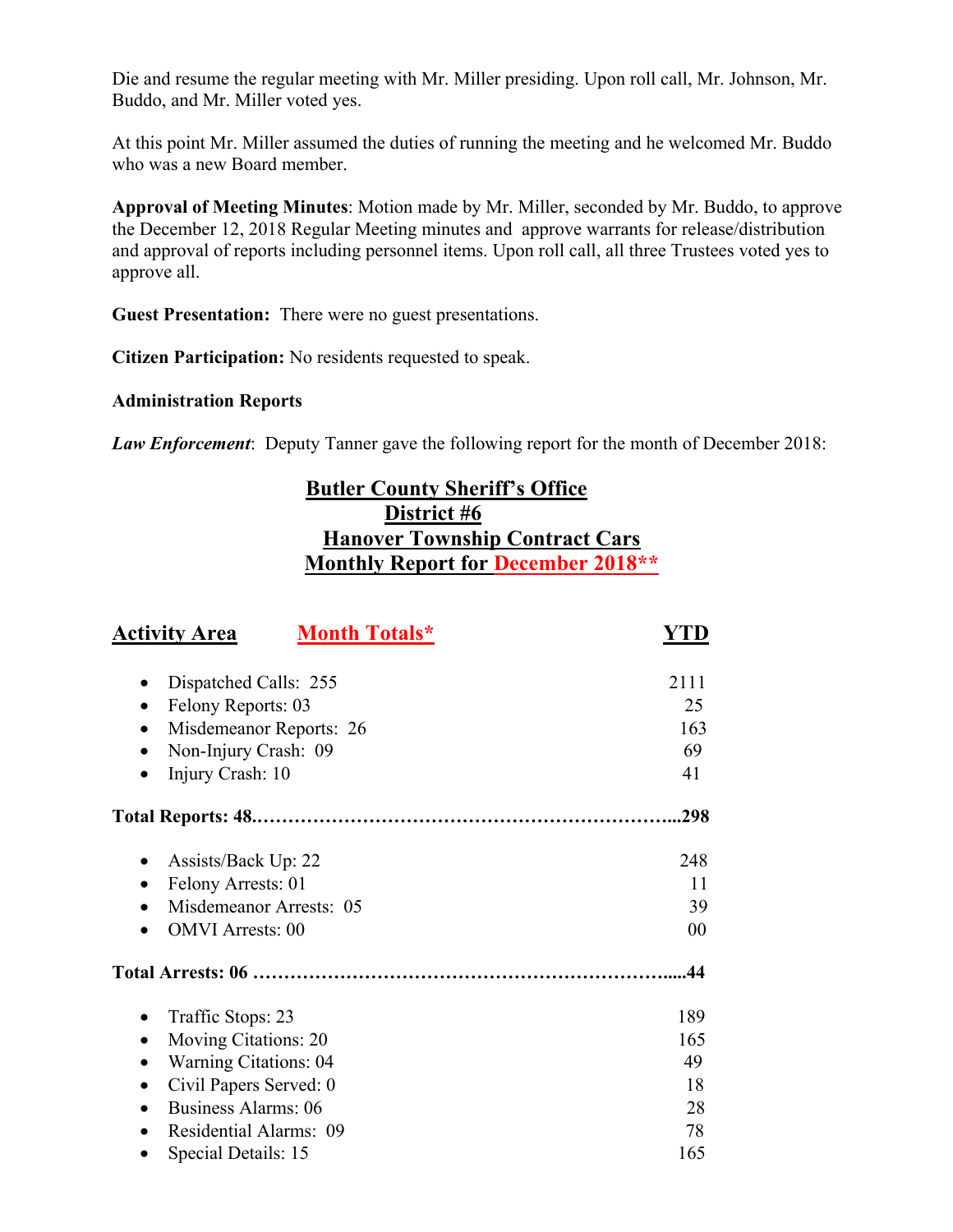Die and resume the regular meeting with Mr. Miller presiding. Upon roll call, Mr. Johnson, Mr. Buddo, and Mr. Miller voted yes.

At this point Mr. Miller assumed the duties of running the meeting and he welcomed Mr. Buddo who was a new Board member.

**Approval of Meeting Minutes**: Motion made by Mr. Miller, seconded by Mr. Buddo, to approve the December 12, 2018 Regular Meeting minutes and approve warrants for release/distribution and approval of reports including personnel items. Upon roll call, all three Trustees voted yes to approve all.

**Guest Presentation:** There were no guest presentations.

**Citizen Participation:** No residents requested to speak.

**Administration Reports**

***Law Enforcement***: Deputy Tanner gave the following report for the month of December 2018:

**Butler County Sheriff's Office**
**District #6**
**Hanover Township Contract Cars**
**Monthly Report for December 2018\*\***

| Activity Area | Month Totals* | YTD |
|---|---|---|
| • Dispatched Calls: 255 | | 2111 |
| • Felony Reports: 03 | | 25 |
| • Misdemeanor Reports: 26 | | 163 |
| • Non-Injury Crash: 09 | | 69 |
| • Injury Crash: 10 | | 41 |
| **Total Reports: 48** | | **298** |
| • Assists/Back Up: 22 | | 248 |
| • Felony Arrests: 01 | | 11 |
| • Misdemeanor Arrests: 05 | | 39 |
| • OMVI Arrests: 00 | | 00 |
| **Total Arrests: 06** | | **44** |
| • Traffic Stops: 23 | | 189 |
| • Moving Citations: 20 | | 165 |
| • Warning Citations: 04 | | 49 |
| • Civil Papers Served: 0 | | 18 |
| • Business Alarms: 06 | | 28 |
| • Residential Alarms: 09 | | 78 |
| • Special Details: 15 | | 165 |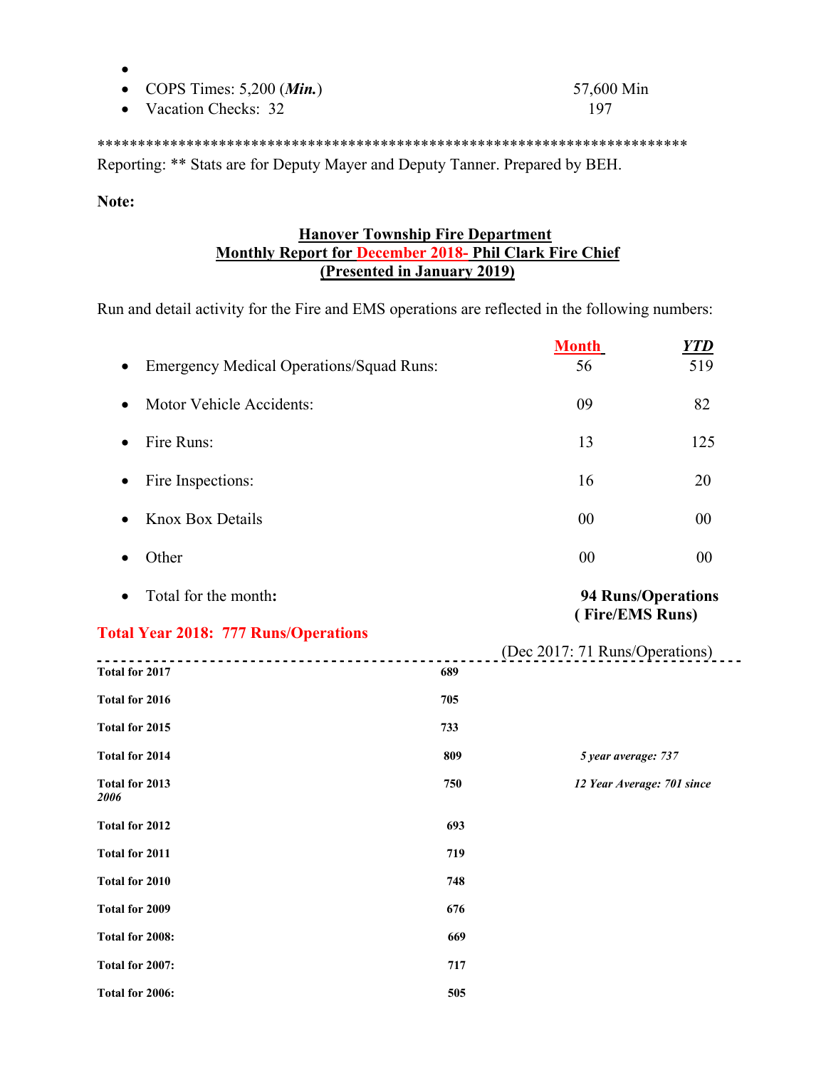-
- COPS Times: 5,200 (***Min.***) 57,600 Min
- Vacation Checks: 32 197

\*\*\*\*\*\*\*\*\*\*\*\*\*\*\*\*\*\*\*\*\*\*\*\*\*\*\*\*\*\*\*\*\*\*\*\*\*\*\*\*\*\*\*\*\*\*\*\*\*\*\*\*\*\*\*\*\*\*\*\*\*\*\*\*\*\*\*\*\*\*\*\*\*\*

Reporting: ** Stats are for Deputy Mayer and Deputy Tanner. Prepared by BEH.

**Note:**

## Hanover Township Fire Department
## Monthly Report for December 2018- Phil Clark Fire Chief
## (Presented in January 2019)

Run and detail activity for the Fire and EMS operations are reflected in the following numbers:

| | Month | YTD |
|---|---|---|
| Emergency Medical Operations/Squad Runs: | 56 | 519 |
| Motor Vehicle Accidents: | 09 | 82 |
| Fire Runs: | 13 | 125 |
| Fire Inspections: | 16 | 20 |
| Knox Box Details | 00 | 00 |
| Other | 00 | 00 |
| Total for the month: | **94 Runs/Operations ( Fire/EMS Runs)** | |

**Total Year 2018: 777 Runs/Operations**

(Dec 2017: 71 Runs/Operations)

| | | |
|---|---|---|
| **Total for 2017** | **689** | |
| **Total for 2016** | **705** | |
| **Total for 2015** | **733** | |
| **Total for 2014** | **809** | ***5 year average: 737*** |
| **Total for 2013** | **750** | ***12 Year Average: 701 since 2006*** |
| **Total for 2012** | **693** | |
| **Total for 2011** | **719** | |
| **Total for 2010** | **748** | |
| **Total for 2009** | **676** | |
| **Total for 2008:** | **669** | |
| **Total for 2007:** | **717** | |
| **Total for 2006:** | **505** | |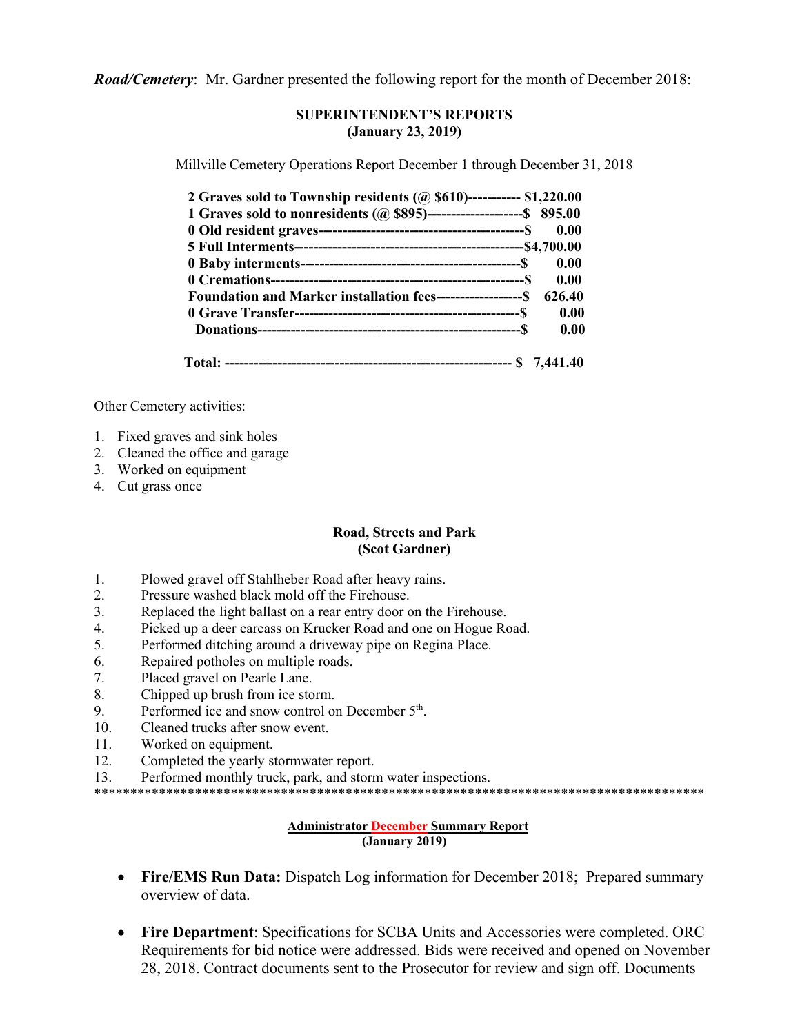***Road/Cemetery***: Mr. Gardner presented the following report for the month of December 2018:

**SUPERINTENDENT'S REPORTS**
**(January 23, 2019)**

Millville Cemetery Operations Report December 1 through December 31, 2018

| | |
|---|---|
| **2 Graves sold to Township residents (@ $610)** | **$1,220.00** |
| **1 Graves sold to nonresidents (@ $895)** | **$ 895.00** |
| **0 Old resident graves** | **$ 0.00** |
| **5 Full Interments** | **$4,700.00** |
| **0 Baby interments** | **$ 0.00** |
| **0 Cremations** | **$ 0.00** |
| **Foundation and Marker installation fees** | **$ 626.40** |
| **0 Grave Transfer** | **$ 0.00** |
| **Donations** | **$ 0.00** |
| **Total:** | **$ 7,441.40** |

Other Cemetery activities:

1. Fixed graves and sink holes
2. Cleaned the office and garage
3. Worked on equipment
4. Cut grass once

**Road, Streets and Park**
**(Scot Gardner)**

1. Plowed gravel off Stahlheber Road after heavy rains.
2. Pressure washed black mold off the Firehouse.
3. Replaced the light ballast on a rear entry door on the Firehouse.
4. Picked up a deer carcass on Krucker Road and one on Hogue Road.
5. Performed ditching around a driveway pipe on Regina Place.
6. Repaired potholes on multiple roads.
7. Placed gravel on Pearle Lane.
8. Chipped up brush from ice storm.
9. Performed ice and snow control on December 5th.
10. Cleaned trucks after snow event.
11. Worked on equipment.
12. Completed the yearly stormwater report.
13. Performed monthly truck, park, and storm water inspections.

*************************************************************************************

**Administrator December Summary Report**
**(January 2019)**

- **Fire/EMS Run Data:** Dispatch Log information for December 2018; Prepared summary overview of data.

- **Fire Department**: Specifications for SCBA Units and Accessories were completed. ORC Requirements for bid notice were addressed. Bids were received and opened on November 28, 2018. Contract documents sent to the Prosecutor for review and sign off. Documents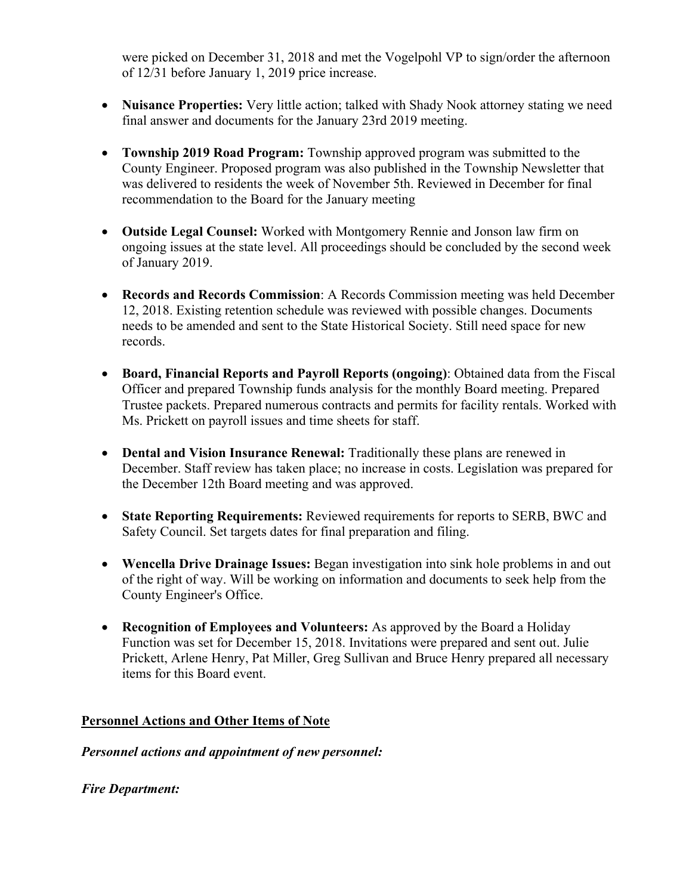were picked on December 31, 2018 and met the Vogelpohl VP to sign/order the afternoon of 12/31 before January 1, 2019 price increase.

- **Nuisance Properties:** Very little action; talked with Shady Nook attorney stating we need final answer and documents for the January 23rd 2019 meeting.
- **Township 2019 Road Program:** Township approved program was submitted to the County Engineer. Proposed program was also published in the Township Newsletter that was delivered to residents the week of November 5th. Reviewed in December for final recommendation to the Board for the January meeting
- **Outside Legal Counsel:** Worked with Montgomery Rennie and Jonson law firm on ongoing issues at the state level. All proceedings should be concluded by the second week of January 2019.
- **Records and Records Commission**: A Records Commission meeting was held December 12, 2018. Existing retention schedule was reviewed with possible changes. Documents needs to be amended and sent to the State Historical Society. Still need space for new records.
- **Board, Financial Reports and Payroll Reports (ongoing)**: Obtained data from the Fiscal Officer and prepared Township funds analysis for the monthly Board meeting. Prepared Trustee packets. Prepared numerous contracts and permits for facility rentals. Worked with Ms. Prickett on payroll issues and time sheets for staff.
- **Dental and Vision Insurance Renewal:** Traditionally these plans are renewed in December. Staff review has taken place; no increase in costs. Legislation was prepared for the December 12th Board meeting and was approved.
- **State Reporting Requirements:** Reviewed requirements for reports to SERB, BWC and Safety Council. Set targets dates for final preparation and filing.
- **Wencella Drive Drainage Issues:** Began investigation into sink hole problems in and out of the right of way. Will be working on information and documents to seek help from the County Engineer's Office.
- **Recognition of Employees and Volunteers:** As approved by the Board a Holiday Function was set for December 15, 2018. Invitations were prepared and sent out. Julie Prickett, Arlene Henry, Pat Miller, Greg Sullivan and Bruce Henry prepared all necessary items for this Board event.

## Personnel Actions and Other Items of Note

***Personnel actions and appointment of new personnel:***

***Fire Department:***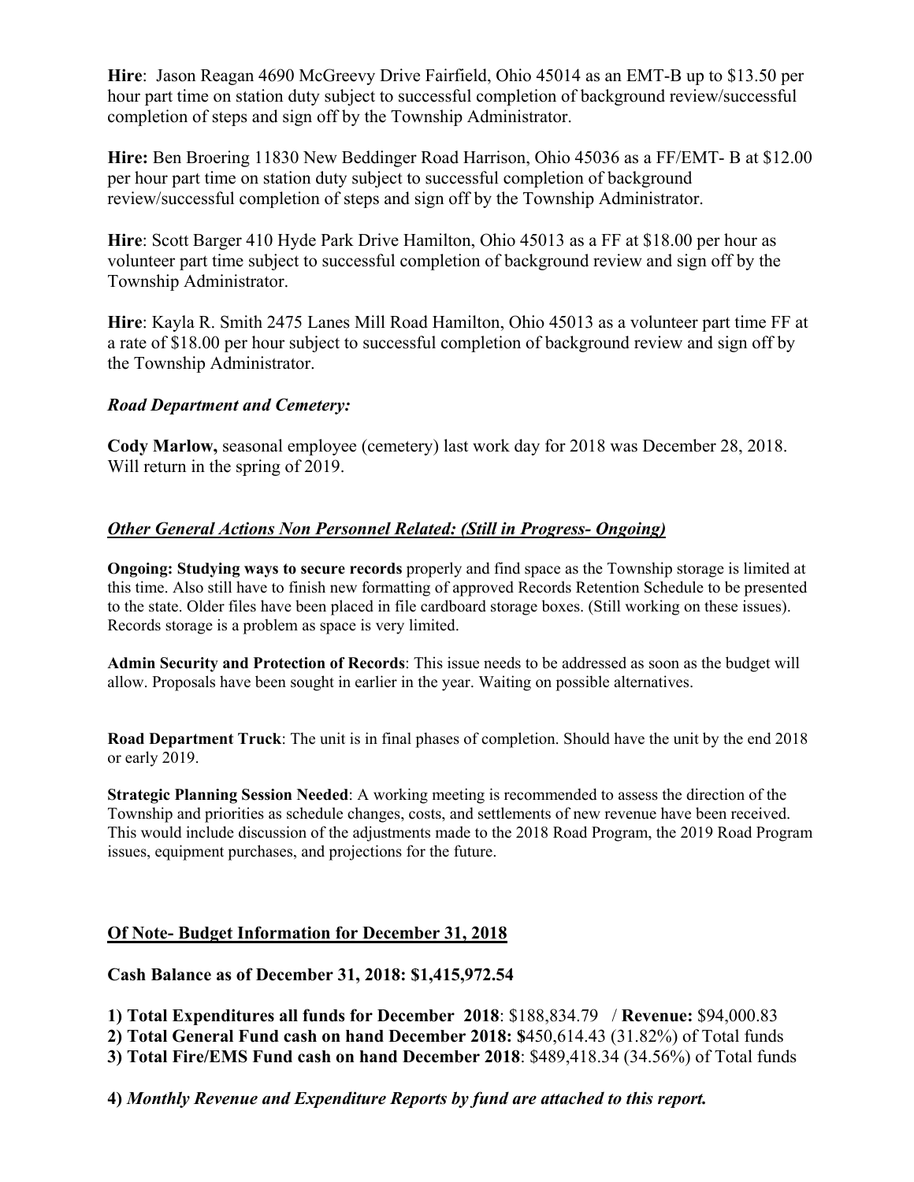**Hire**: Jason Reagan 4690 McGreevy Drive Fairfield, Ohio 45014 as an EMT-B up to $13.50 per hour part time on station duty subject to successful completion of background review/successful completion of steps and sign off by the Township Administrator.

**Hire:** Ben Broering 11830 New Beddinger Road Harrison, Ohio 45036 as a FF/EMT- B at $12.00 per hour part time on station duty subject to successful completion of background review/successful completion of steps and sign off by the Township Administrator.

**Hire**: Scott Barger 410 Hyde Park Drive Hamilton, Ohio 45013 as a FF at $18.00 per hour as volunteer part time subject to successful completion of background review and sign off by the Township Administrator.

**Hire**: Kayla R. Smith 2475 Lanes Mill Road Hamilton, Ohio 45013 as a volunteer part time FF at a rate of $18.00 per hour subject to successful completion of background review and sign off by the Township Administrator.

***Road Department and Cemetery:***

**Cody Marlow,** seasonal employee (cemetery) last work day for 2018 was December 28, 2018. Will return in the spring of 2019.

***Other General Actions Non Personnel Related: (Still in Progress- Ongoing)***

**Ongoing: Studying ways to secure records** properly and find space as the Township storage is limited at this time. Also still have to finish new formatting of approved Records Retention Schedule to be presented to the state. Older files have been placed in file cardboard storage boxes. (Still working on these issues). Records storage is a problem as space is very limited.

**Admin Security and Protection of Records**: This issue needs to be addressed as soon as the budget will allow. Proposals have been sought in earlier in the year. Waiting on possible alternatives.

**Road Department Truck**: The unit is in final phases of completion. Should have the unit by the end 2018 or early 2019.

**Strategic Planning Session Needed**: A working meeting is recommended to assess the direction of the Township and priorities as schedule changes, costs, and settlements of new revenue have been received. This would include discussion of the adjustments made to the 2018 Road Program, the 2019 Road Program issues, equipment purchases, and projections for the future.

## Of Note- Budget Information for December 31, 2018

**Cash Balance as of December 31, 2018: $1,415,972.54**

**1) Total Expenditures all funds for December 2018**: $188,834.79 / **Revenue:** $94,000.83
**2) Total General Fund cash on hand December 2018: $**450,614.43 (31.82%) of Total funds
**3) Total Fire/EMS Fund cash on hand December 2018**: $489,418.34 (34.56%) of Total funds

**4)** ***Monthly Revenue and Expenditure Reports by fund are attached to this report.***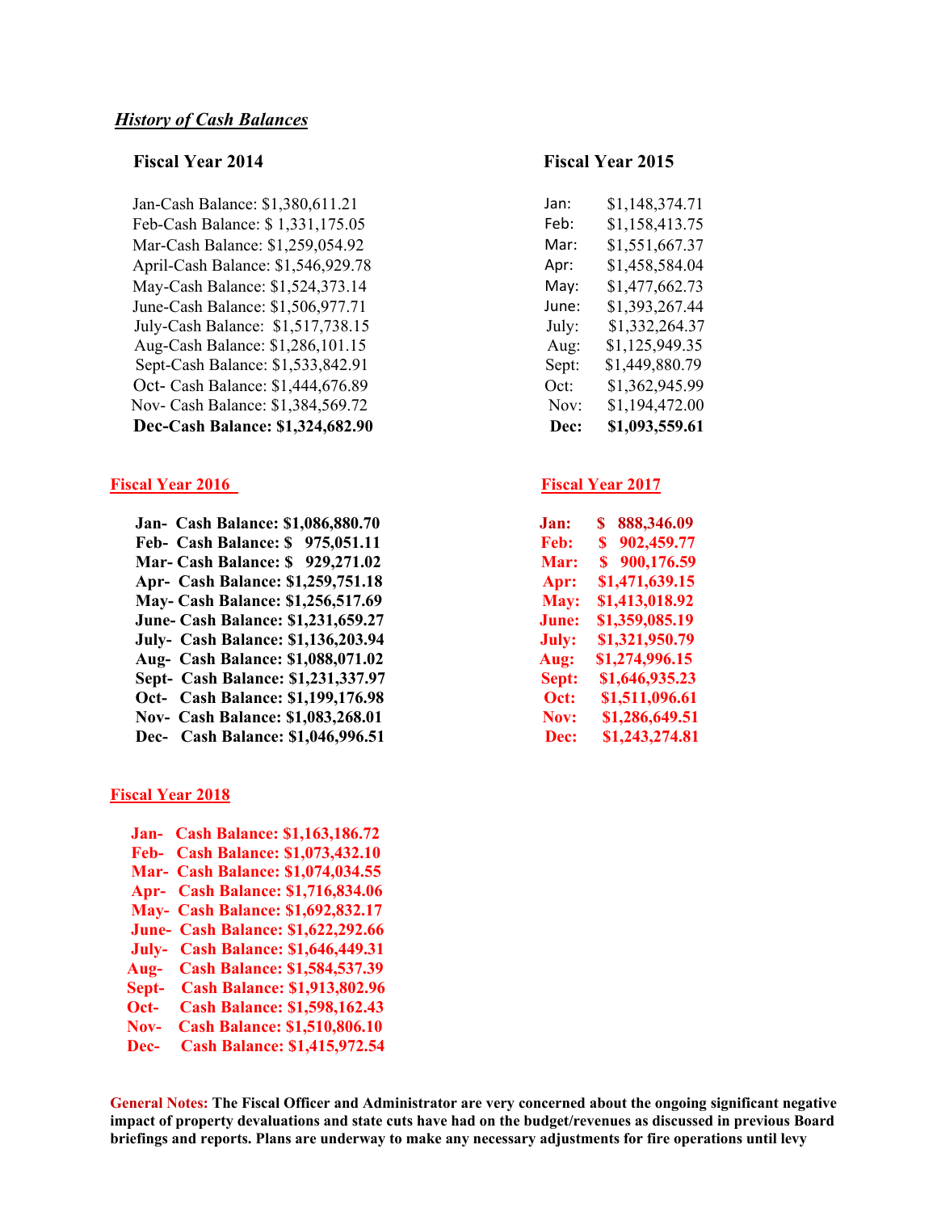***History of Cash Balances***

**Fiscal Year 2014**

Jan-Cash Balance: $1,380,611.21
Feb-Cash Balance: $ 1,331,175.05
Mar-Cash Balance: $1,259,054.92
April-Cash Balance: $1,546,929.78
May-Cash Balance: $1,524,373.14
June-Cash Balance: $1,506,977.71
July-Cash Balance: $1,517,738.15
Aug-Cash Balance: $1,286,101.15
Sept-Cash Balance: $1,533,842.91
Oct- Cash Balance: $1,444,676.89
Nov- Cash Balance: $1,384,569.72
**Dec-Cash Balance: $1,324,682.90**

**Fiscal Year 2015**

| | |
|---|---|
| Jan: | $1,148,374.71 |
| Feb: | $1,158,413.75 |
| Mar: | $1,551,667.37 |
| Apr: | $1,458,584.04 |
| May: | $1,477,662.73 |
| June: | $1,393,267.44 |
| July: | $1,332,264.37 |
| Aug: | $1,125,949.35 |
| Sept: | $1,449,880.79 |
| Oct: | $1,362,945.99 |
| Nov: | $1,194,472.00 |
| **Dec:** | **$1,093,559.61** |

**Fiscal Year 2016**

**Jan- Cash Balance: $1,086,880.70**
**Feb- Cash Balance: $ 975,051.11**
**Mar- Cash Balance: $ 929,271.02**
**Apr- Cash Balance: $1,259,751.18**
**May- Cash Balance: $1,256,517.69**
**June- Cash Balance: $1,231,659.27**
**July- Cash Balance: $1,136,203.94**
**Aug- Cash Balance: $1,088,071.02**
**Sept- Cash Balance: $1,231,337.97**
**Oct- Cash Balance: $1,199,176.98**
**Nov- Cash Balance: $1,083,268.01**
**Dec- Cash Balance: $1,046,996.51**

**Fiscal Year 2017**

| | |
|---|---|
| **Jan:** | **$ 888,346.09** |
| **Feb:** | **$ 902,459.77** |
| **Mar:** | **$ 900,176.59** |
| **Apr:** | **$1,471,639.15** |
| **May:** | **$1,413,018.92** |
| **June:** | **$1,359,085.19** |
| **July:** | **$1,321,950.79** |
| **Aug:** | **$1,274,996.15** |
| **Sept:** | **$1,646,935.23** |
| **Oct:** | **$1,511,096.61** |
| **Nov:** | **$1,286,649.51** |
| **Dec:** | **$1,243,274.81** |

**Fiscal Year 2018**

**Jan- Cash Balance: $1,163,186.72**
**Feb- Cash Balance: $1,073,432.10**
**Mar- Cash Balance: $1,074,034.55**
**Apr- Cash Balance: $1,716,834.06**
**May- Cash Balance: $1,692,832.17**
**June- Cash Balance: $1,622,292.66**
**July- Cash Balance: $1,646,449.31**
**Aug- Cash Balance: $1,584,537.39**
**Sept- Cash Balance: $1,913,802.96**
**Oct- Cash Balance: $1,598,162.43**
**Nov- Cash Balance: $1,510,806.10**
**Dec- Cash Balance: $1,415,972.54**

**General Notes: The Fiscal Officer and Administrator are very concerned about the ongoing significant negative impact of property devaluations and state cuts have had on the budget/revenues as discussed in previous Board briefings and reports. Plans are underway to make any necessary adjustments for fire operations until levy**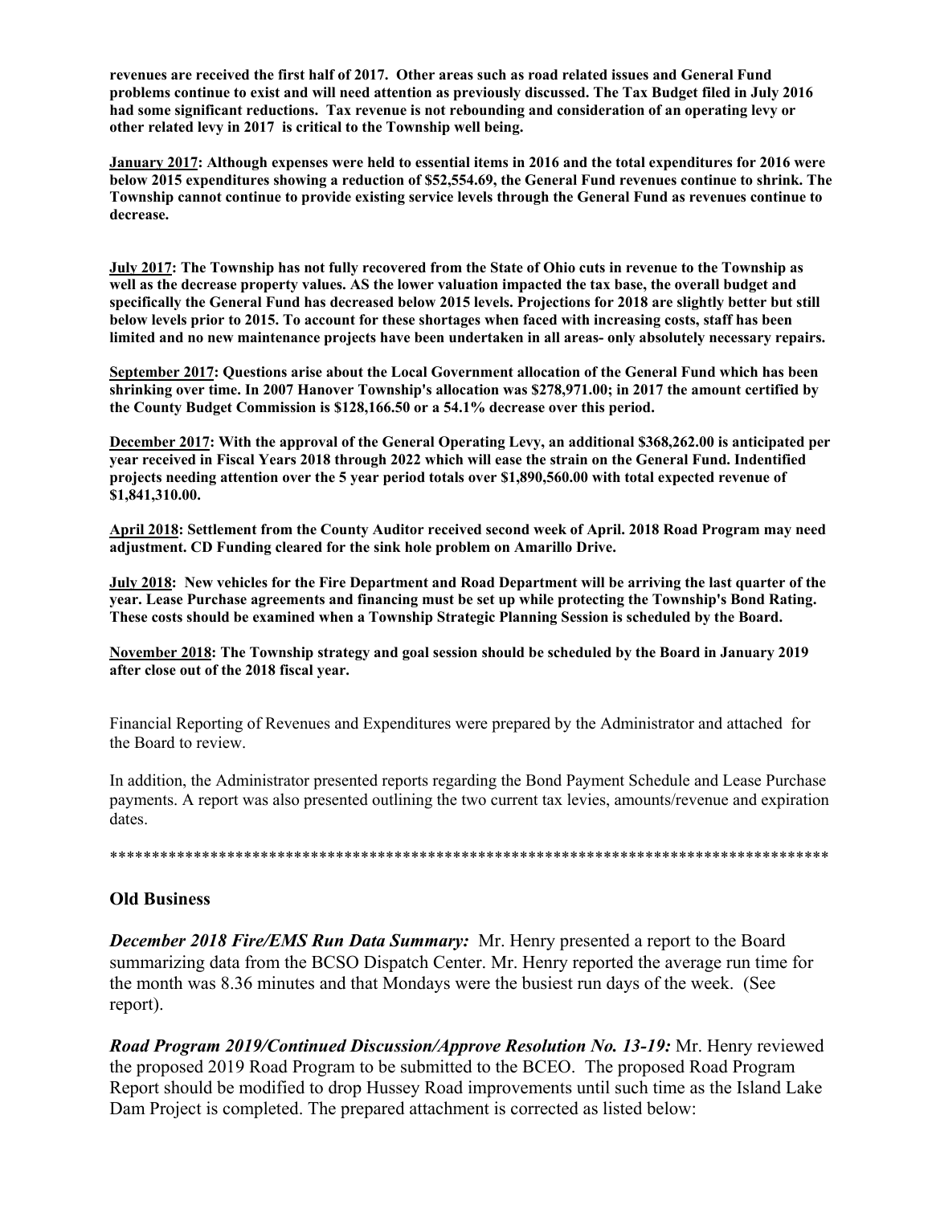**revenues are received the first half of 2017. Other areas such as road related issues and General Fund problems continue to exist and will need attention as previously discussed. The Tax Budget filed in July 2016 had some significant reductions. Tax revenue is not rebounding and consideration of an operating levy or other related levy in 2017 is critical to the Township well being.**

**<u>January 2017</u>: Although expenses were held to essential items in 2016 and the total expenditures for 2016 were below 2015 expenditures showing a reduction of $52,554.69, the General Fund revenues continue to shrink. The Township cannot continue to provide existing service levels through the General Fund as revenues continue to decrease.**

**<u>July 2017</u>: The Township has not fully recovered from the State of Ohio cuts in revenue to the Township as well as the decrease property values. AS the lower valuation impacted the tax base, the overall budget and specifically the General Fund has decreased below 2015 levels. Projections for 2018 are slightly better but still below levels prior to 2015. To account for these shortages when faced with increasing costs, staff has been limited and no new maintenance projects have been undertaken in all areas- only absolutely necessary repairs.**

**<u>September 2017</u>: Questions arise about the Local Government allocation of the General Fund which has been shrinking over time. In 2007 Hanover Township's allocation was $278,971.00; in 2017 the amount certified by the County Budget Commission is $128,166.50 or a 54.1% decrease over this period.**

**<u>December 2017</u>: With the approval of the General Operating Levy, an additional $368,262.00 is anticipated per year received in Fiscal Years 2018 through 2022 which will ease the strain on the General Fund. Indentified projects needing attention over the 5 year period totals over $1,890,560.00 with total expected revenue of $1,841,310.00.**

**<u>April 2018</u>: Settlement from the County Auditor received second week of April. 2018 Road Program may need adjustment. CD Funding cleared for the sink hole problem on Amarillo Drive.**

**<u>July 2018</u>: New vehicles for the Fire Department and Road Department will be arriving the last quarter of the year. Lease Purchase agreements and financing must be set up while protecting the Township's Bond Rating. These costs should be examined when a Township Strategic Planning Session is scheduled by the Board.**

**<u>November 2018</u>: The Township strategy and goal session should be scheduled by the Board in January 2019 after close out of the 2018 fiscal year.**

Financial Reporting of Revenues and Expenditures were prepared by the Administrator and attached for the Board to review.

In addition, the Administrator presented reports regarding the Bond Payment Schedule and Lease Purchase payments. A report was also presented outlining the two current tax levies, amounts/revenue and expiration dates.

*************************************************************************************

## Old Business

***December 2018 Fire/EMS Run Data Summary:*** Mr. Henry presented a report to the Board summarizing data from the BCSO Dispatch Center. Mr. Henry reported the average run time for the month was 8.36 minutes and that Mondays were the busiest run days of the week. (See report).

***Road Program 2019/Continued Discussion/Approve Resolution No. 13-19:*** Mr. Henry reviewed the proposed 2019 Road Program to be submitted to the BCEO. The proposed Road Program Report should be modified to drop Hussey Road improvements until such time as the Island Lake Dam Project is completed. The prepared attachment is corrected as listed below: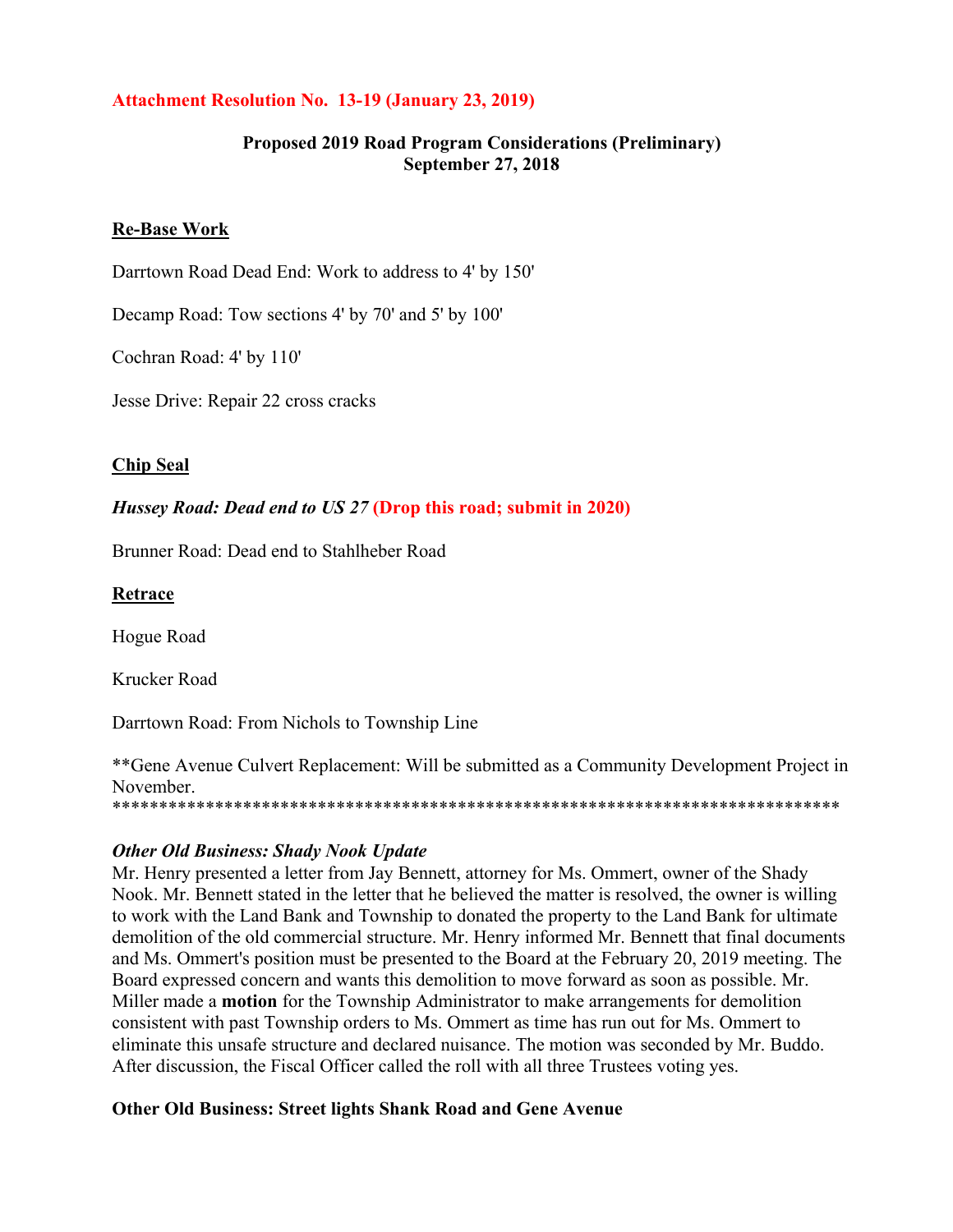**Attachment Resolution No. 13-19 (January 23, 2019)**

**Proposed 2019 Road Program Considerations (Preliminary)**
**September 27, 2018**

**Re-Base Work**

Darrtown Road Dead End: Work to address to 4' by 150'

Decamp Road: Tow sections 4' by 70' and 5' by 100'

Cochran Road: 4' by 110'

Jesse Drive: Repair 22 cross cracks

**Chip Seal**

***Hussey Road: Dead end to US 27*** **(Drop this road; submit in 2020)**

Brunner Road: Dead end to Stahlheber Road

**Retrace**

Hogue Road

Krucker Road

Darrtown Road: From Nichols to Township Line

**Gene Avenue Culvert Replacement: Will be submitted as a Community Development Project in November.
*******************************************************************************

***Other Old Business: Shady Nook Update***

Mr. Henry presented a letter from Jay Bennett, attorney for Ms. Ommert, owner of the Shady Nook. Mr. Bennett stated in the letter that he believed the matter is resolved, the owner is willing to work with the Land Bank and Township to donated the property to the Land Bank for ultimate demolition of the old commercial structure. Mr. Henry informed Mr. Bennett that final documents and Ms. Ommert's position must be presented to the Board at the February 20, 2019 meeting. The Board expressed concern and wants this demolition to move forward as soon as possible. Mr. Miller made a **motion** for the Township Administrator to make arrangements for demolition consistent with past Township orders to Ms. Ommert as time has run out for Ms. Ommert to eliminate this unsafe structure and declared nuisance. The motion was seconded by Mr. Buddo. After discussion, the Fiscal Officer called the roll with all three Trustees voting yes.

**Other Old Business: Street lights Shank Road and Gene Avenue**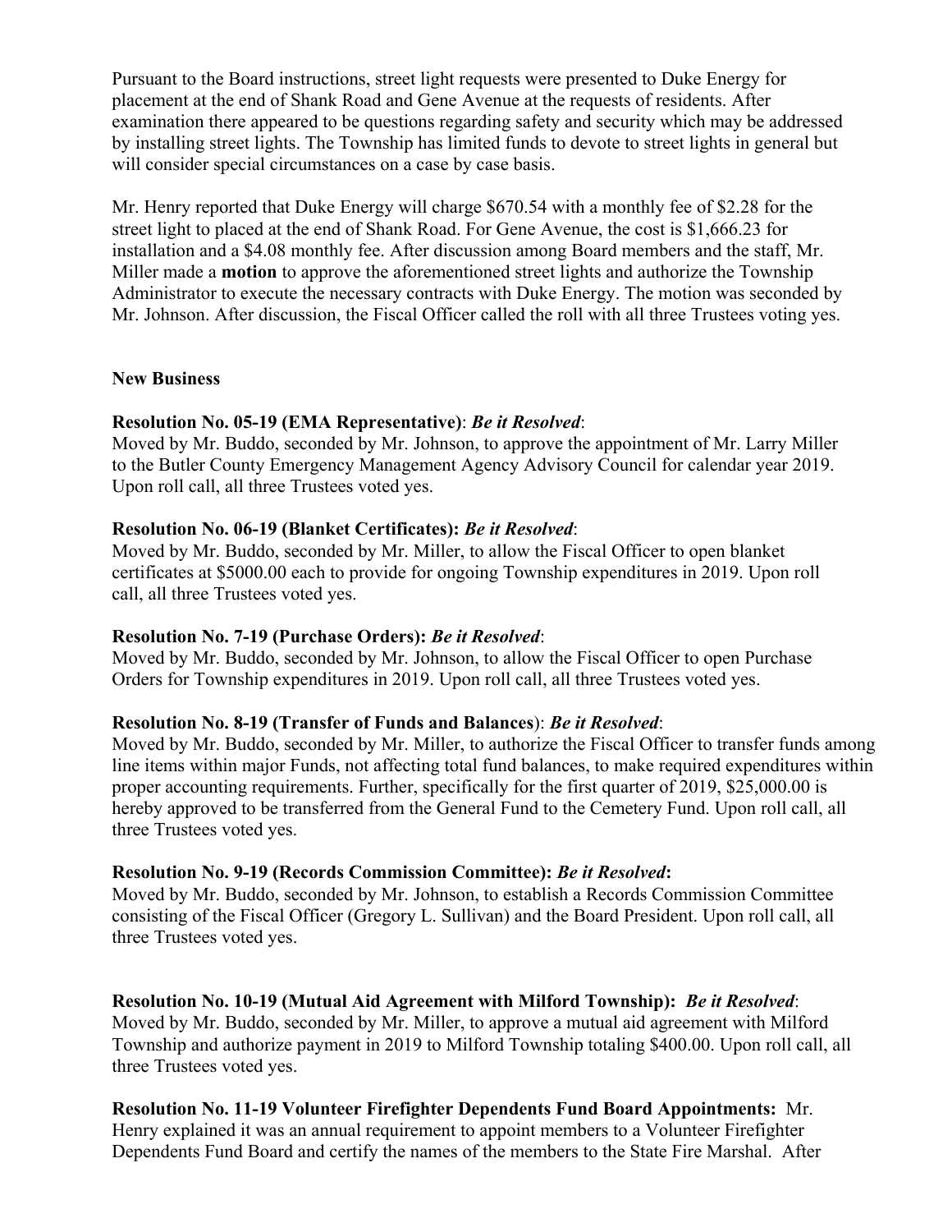Pursuant to the Board instructions, street light requests were presented to Duke Energy for placement at the end of Shank Road and Gene Avenue at the requests of residents. After examination there appeared to be questions regarding safety and security which may be addressed by installing street lights. The Township has limited funds to devote to street lights in general but will consider special circumstances on a case by case basis.

Mr. Henry reported that Duke Energy will charge $670.54 with a monthly fee of $2.28 for the street light to placed at the end of Shank Road. For Gene Avenue, the cost is $1,666.23 for installation and a $4.08 monthly fee. After discussion among Board members and the staff, Mr. Miller made a **motion** to approve the aforementioned street lights and authorize the Township Administrator to execute the necessary contracts with Duke Energy. The motion was seconded by Mr. Johnson. After discussion, the Fiscal Officer called the roll with all three Trustees voting yes.

**New Business**

**Resolution No. 05-19 (EMA Representative)**: ***Be it Resolved***:
Moved by Mr. Buddo, seconded by Mr. Johnson, to approve the appointment of Mr. Larry Miller to the Butler County Emergency Management Agency Advisory Council for calendar year 2019. Upon roll call, all three Trustees voted yes.

**Resolution No. 06-19 (Blanket Certificates):** ***Be it Resolved***:
Moved by Mr. Buddo, seconded by Mr. Miller, to allow the Fiscal Officer to open blanket certificates at $5000.00 each to provide for ongoing Township expenditures in 2019. Upon roll call, all three Trustees voted yes.

**Resolution No. 7-19 (Purchase Orders):** ***Be it Resolved***:
Moved by Mr. Buddo, seconded by Mr. Johnson, to allow the Fiscal Officer to open Purchase Orders for Township expenditures in 2019. Upon roll call, all three Trustees voted yes.

**Resolution No. 8-19 (Transfer of Funds and Balances**): ***Be it Resolved***:
Moved by Mr. Buddo, seconded by Mr. Miller, to authorize the Fiscal Officer to transfer funds among line items within major Funds, not affecting total fund balances, to make required expenditures within proper accounting requirements. Further, specifically for the first quarter of 2019, $25,000.00 is hereby approved to be transferred from the General Fund to the Cemetery Fund. Upon roll call, all three Trustees voted yes.

**Resolution No. 9-19 (Records Commission Committee):** ***Be it Resolved*****:**
Moved by Mr. Buddo, seconded by Mr. Johnson, to establish a Records Commission Committee consisting of the Fiscal Officer (Gregory L. Sullivan) and the Board President. Upon roll call, all three Trustees voted yes.

**Resolution No. 10-19 (Mutual Aid Agreement with Milford Township):** ***Be it Resolved***:
Moved by Mr. Buddo, seconded by Mr. Miller, to approve a mutual aid agreement with Milford Township and authorize payment in 2019 to Milford Township totaling $400.00. Upon roll call, all three Trustees voted yes.

**Resolution No. 11-19 Volunteer Firefighter Dependents Fund Board Appointments:** Mr. Henry explained it was an annual requirement to appoint members to a Volunteer Firefighter Dependents Fund Board and certify the names of the members to the State Fire Marshal. After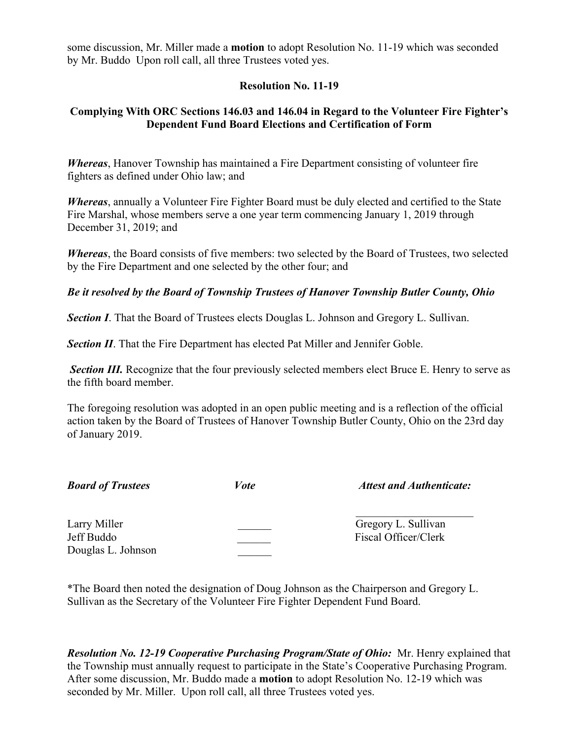some discussion, Mr. Miller made a **motion** to adopt Resolution No. 11-19 which was seconded by Mr. Buddo Upon roll call, all three Trustees voted yes.

**Resolution No. 11-19**

**Complying With ORC Sections 146.03 and 146.04 in Regard to the Volunteer Fire Fighter's Dependent Fund Board Elections and Certification of Form**

***Whereas***, Hanover Township has maintained a Fire Department consisting of volunteer fire fighters as defined under Ohio law; and

***Whereas***, annually a Volunteer Fire Fighter Board must be duly elected and certified to the State Fire Marshal, whose members serve a one year term commencing January 1, 2019 through December 31, 2019; and

***Whereas***, the Board consists of five members: two selected by the Board of Trustees, two selected by the Fire Department and one selected by the other four; and

***Be it resolved by the Board of Township Trustees of Hanover Township Butler County, Ohio***

***Section I***. That the Board of Trustees elects Douglas L. Johnson and Gregory L. Sullivan.

***Section II***. That the Fire Department has elected Pat Miller and Jennifer Goble.

***Section III.*** Recognize that the four previously selected members elect Bruce E. Henry to serve as the fifth board member.

The foregoing resolution was adopted in an open public meeting and is a reflection of the official action taken by the Board of Trustees of Hanover Township Butler County, Ohio on the 23rd day of January 2019.

| ***Board of Trustees*** | ***Vote*** | ***Attest and Authenticate:*** |
|---|---|---|
| | | ____________________ |
| Larry Miller | ______ | Gregory L. Sullivan |
| Jeff Buddo | ______ | Fiscal Officer/Clerk |
| Douglas L. Johnson | ______ | |

*The Board then noted the designation of Doug Johnson as the Chairperson and Gregory L. Sullivan as the Secretary of the Volunteer Fire Fighter Dependent Fund Board.

***Resolution No. 12-19 Cooperative Purchasing Program/State of Ohio:*** Mr. Henry explained that the Township must annually request to participate in the State's Cooperative Purchasing Program. After some discussion, Mr. Buddo made a **motion** to adopt Resolution No. 12-19 which was seconded by Mr. Miller. Upon roll call, all three Trustees voted yes.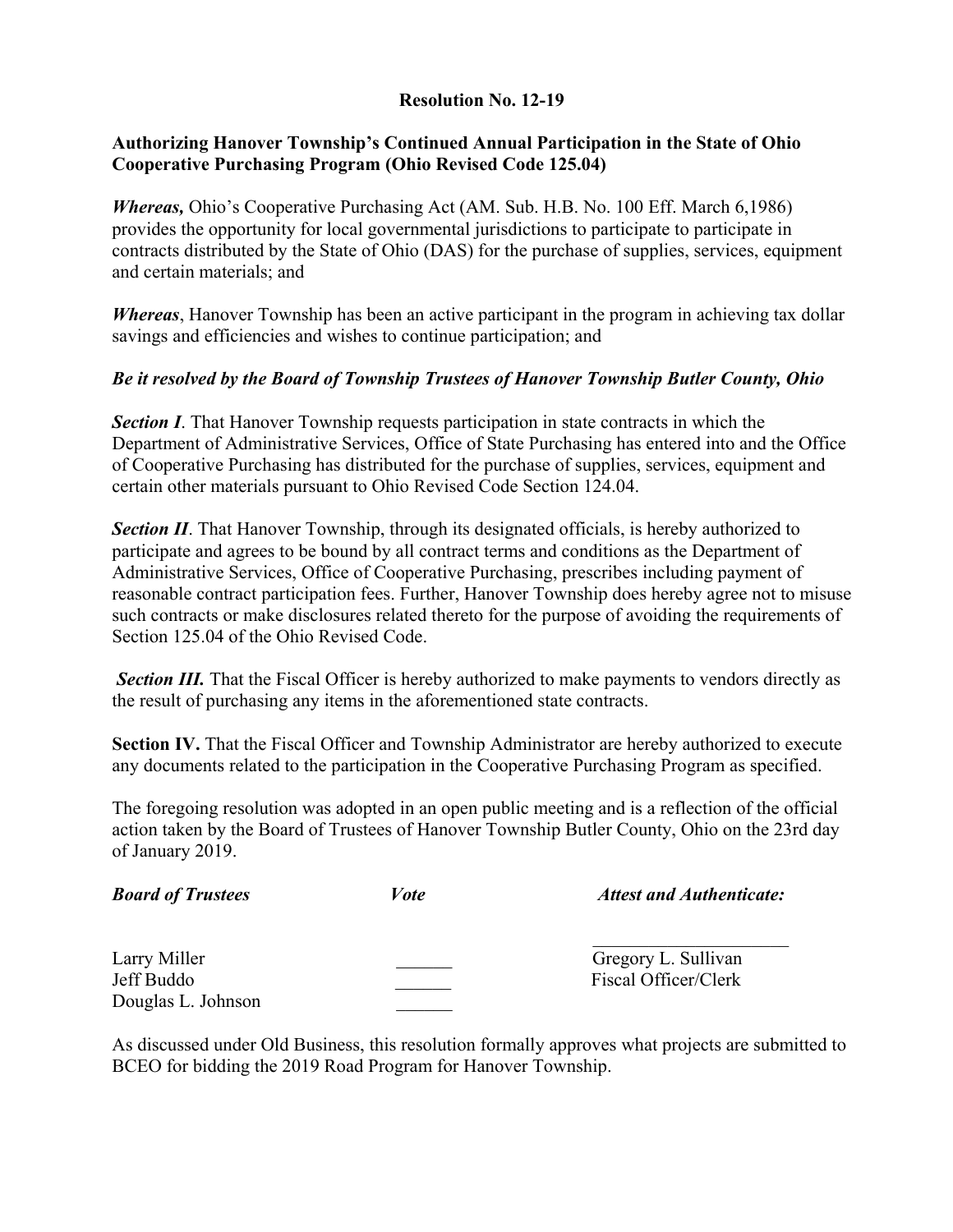**Resolution No. 12-19**

**Authorizing Hanover Township's Continued Annual Participation in the State of Ohio Cooperative Purchasing Program (Ohio Revised Code 125.04)**

***Whereas,*** Ohio's Cooperative Purchasing Act (AM. Sub. H.B. No. 100 Eff. March 6,1986) provides the opportunity for local governmental jurisdictions to participate to participate in contracts distributed by the State of Ohio (DAS) for the purchase of supplies, services, equipment and certain materials; and

***Whereas***, Hanover Township has been an active participant in the program in achieving tax dollar savings and efficiencies and wishes to continue participation; and

***Be it resolved by the Board of Township Trustees of Hanover Township Butler County, Ohio***

***Section I***. That Hanover Township requests participation in state contracts in which the Department of Administrative Services, Office of State Purchasing has entered into and the Office of Cooperative Purchasing has distributed for the purchase of supplies, services, equipment and certain other materials pursuant to Ohio Revised Code Section 124.04.

***Section II***. That Hanover Township, through its designated officials, is hereby authorized to participate and agrees to be bound by all contract terms and conditions as the Department of Administrative Services, Office of Cooperative Purchasing, prescribes including payment of reasonable contract participation fees. Further, Hanover Township does hereby agree not to misuse such contracts or make disclosures related thereto for the purpose of avoiding the requirements of Section 125.04 of the Ohio Revised Code.

***Section III.*** That the Fiscal Officer is hereby authorized to make payments to vendors directly as the result of purchasing any items in the aforementioned state contracts.

**Section IV.** That the Fiscal Officer and Township Administrator are hereby authorized to execute any documents related to the participation in the Cooperative Purchasing Program as specified.

The foregoing resolution was adopted in an open public meeting and is a reflection of the official action taken by the Board of Trustees of Hanover Township Butler County, Ohio on the 23rd day of January 2019.

| ***Board of Trustees*** | ***Vote*** | ***Attest and Authenticate:*** |
|---|---|---|
| Larry Miller | ______ | Gregory L. Sullivan |
| Jeff Buddo | ______ | Fiscal Officer/Clerk |
| Douglas L. Johnson | ______ | |

As discussed under Old Business, this resolution formally approves what projects are submitted to BCEO for bidding the 2019 Road Program for Hanover Township.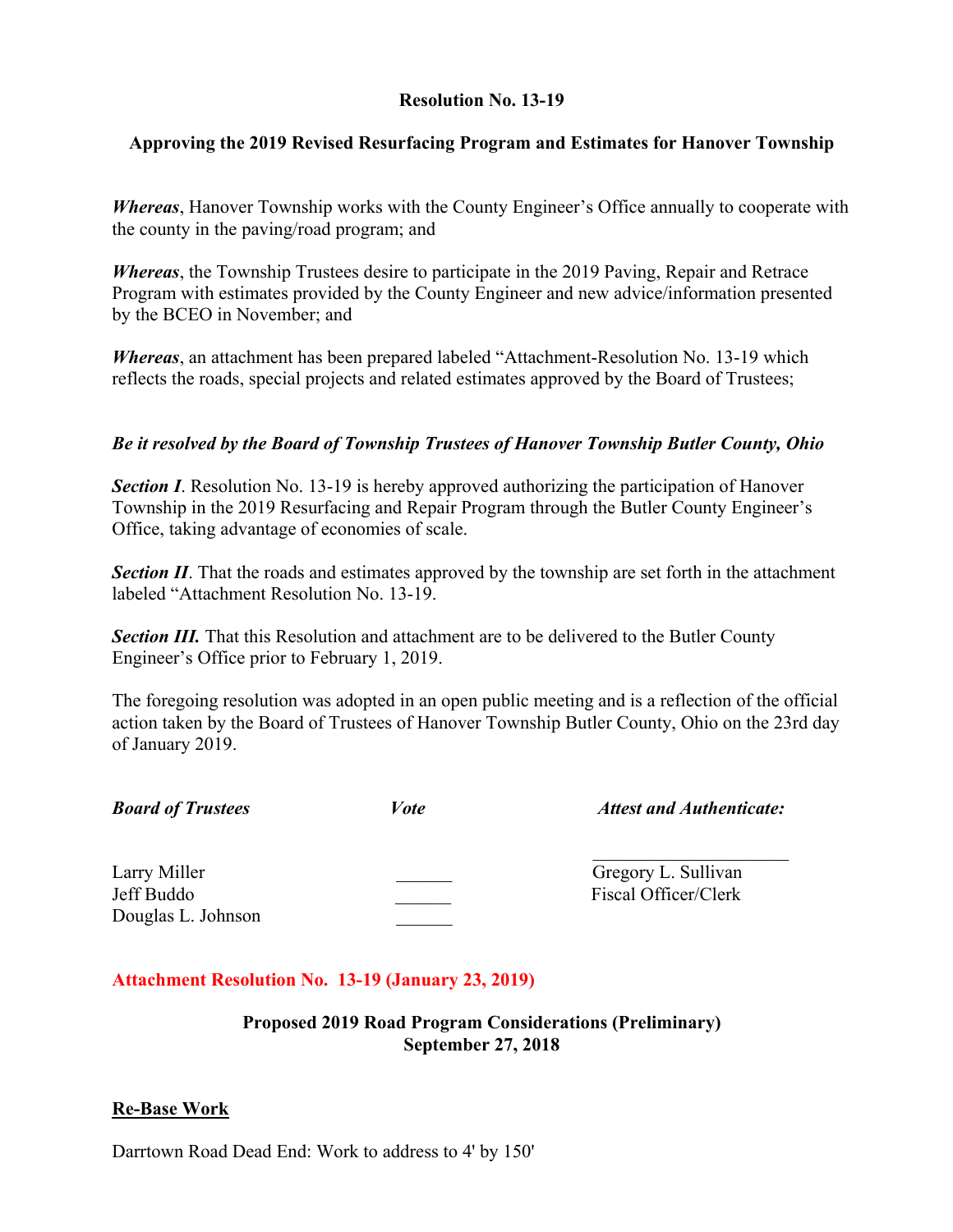**Resolution No. 13-19**

**Approving the 2019 Revised Resurfacing Program and Estimates for Hanover Township**

***Whereas***, Hanover Township works with the County Engineer's Office annually to cooperate with the county in the paving/road program; and

***Whereas***, the Township Trustees desire to participate in the 2019 Paving, Repair and Retrace Program with estimates provided by the County Engineer and new advice/information presented by the BCEO in November; and

***Whereas***, an attachment has been prepared labeled "Attachment-Resolution No. 13-19 which reflects the roads, special projects and related estimates approved by the Board of Trustees;

***Be it resolved by the Board of Township Trustees of Hanover Township Butler County, Ohio***

***Section I***. Resolution No. 13-19 is hereby approved authorizing the participation of Hanover Township in the 2019 Resurfacing and Repair Program through the Butler County Engineer's Office, taking advantage of economies of scale.

***Section II***. That the roads and estimates approved by the township are set forth in the attachment labeled "Attachment Resolution No. 13-19.

***Section III.*** That this Resolution and attachment are to be delivered to the Butler County Engineer's Office prior to February 1, 2019.

The foregoing resolution was adopted in an open public meeting and is a reflection of the official action taken by the Board of Trustees of Hanover Township Butler County, Ohio on the 23rd day of January 2019.

| ***Board of Trustees*** | ***Vote*** | ***Attest and Authenticate:*** |
|---|---|---|
| | | ____________________ |
| Larry Miller | ______ | Gregory L. Sullivan |
| Jeff Buddo | ______ | Fiscal Officer/Clerk |
| Douglas L. Johnson | ______ | |

**Attachment Resolution No. 13-19 (January 23, 2019)**

**Proposed 2019 Road Program Considerations (Preliminary)**
**September 27, 2018**

**Re-Base Work**

Darrtown Road Dead End: Work to address to 4' by 150'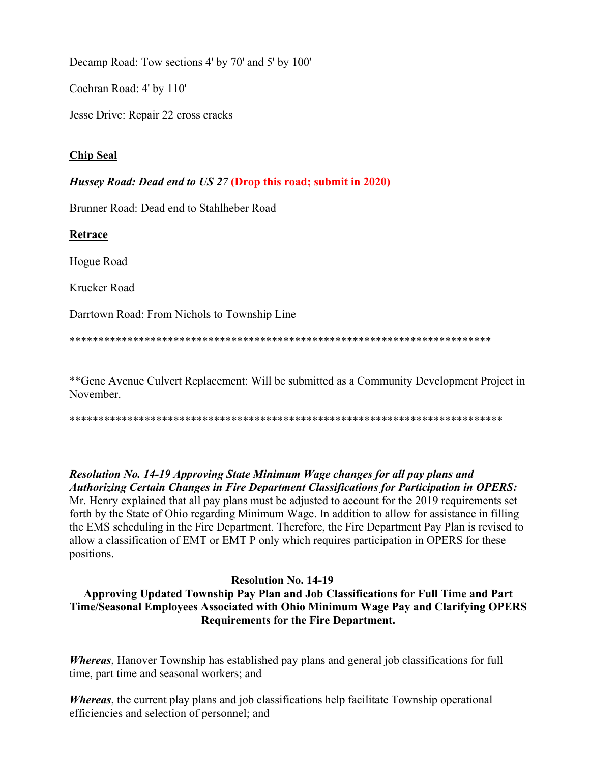Decamp Road: Tow sections 4' by 70' and 5' by 100'

Cochran Road: 4' by 110'

Jesse Drive: Repair 22 cross cracks

**Chip Seal**

***Hussey Road: Dead end to US 27*** **(Drop this road; submit in 2020)**

Brunner Road: Dead end to Stahlheber Road

**Retrace**

Hogue Road

Krucker Road

Darrtown Road: From Nichols to Township Line

*************************************************************************

**Gene Avenue Culvert Replacement: Will be submitted as a Community Development Project in November.

*************************************************************************

***Resolution No. 14-19 Approving State Minimum Wage changes for all pay plans and Authorizing Certain Changes in Fire Department Classifications for Participation in OPERS:*** Mr. Henry explained that all pay plans must be adjusted to account for the 2019 requirements set forth by the State of Ohio regarding Minimum Wage. In addition to allow for assistance in filling the EMS scheduling in the Fire Department. Therefore, the Fire Department Pay Plan is revised to allow a classification of EMT or EMT P only which requires participation in OPERS for these positions.

**Resolution No. 14-19**
**Approving Updated Township Pay Plan and Job Classifications for Full Time and Part Time/Seasonal Employees Associated with Ohio Minimum Wage Pay and Clarifying OPERS Requirements for the Fire Department.**

***Whereas***, Hanover Township has established pay plans and general job classifications for full time, part time and seasonal workers; and

***Whereas***, the current play plans and job classifications help facilitate Township operational efficiencies and selection of personnel; and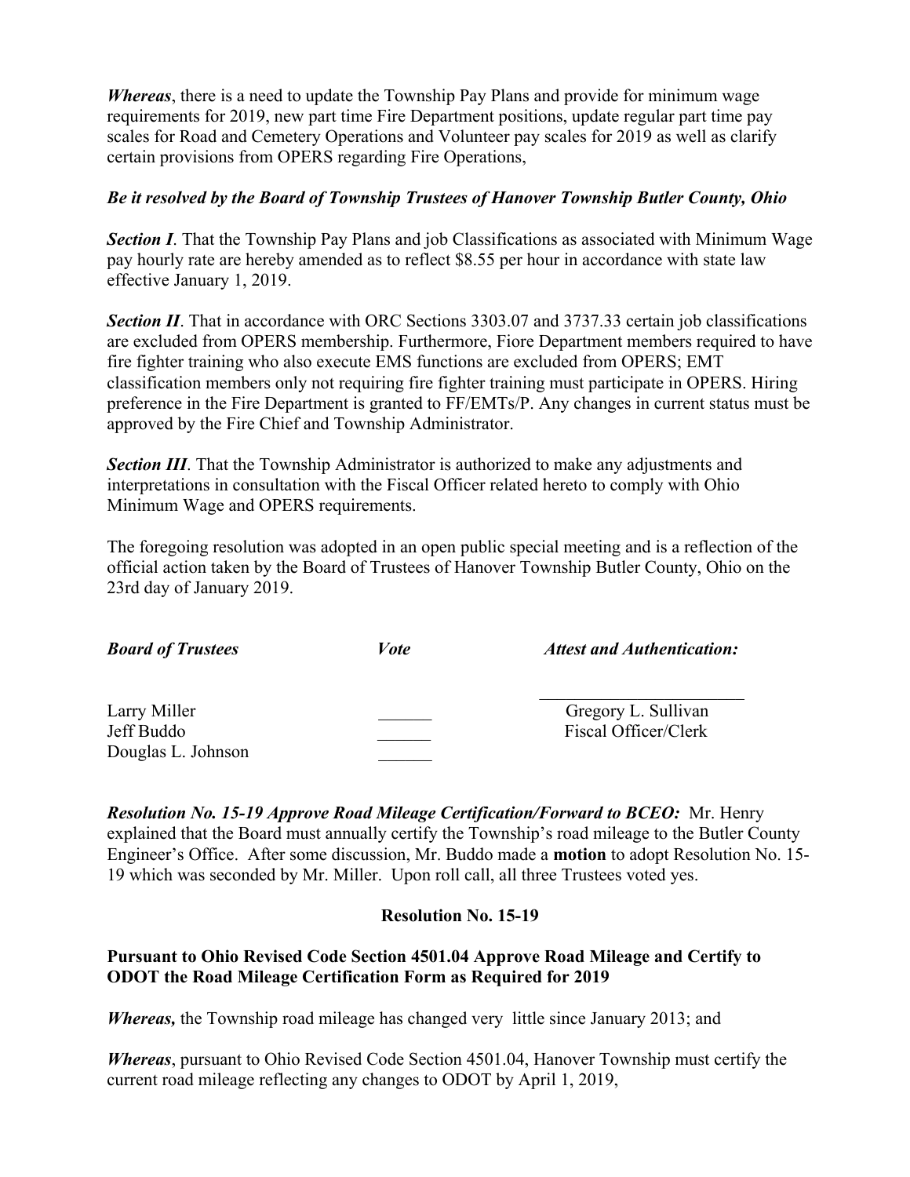***Whereas***, there is a need to update the Township Pay Plans and provide for minimum wage requirements for 2019, new part time Fire Department positions, update regular part time pay scales for Road and Cemetery Operations and Volunteer pay scales for 2019 as well as clarify certain provisions from OPERS regarding Fire Operations,

***Be it resolved by the Board of Township Trustees of Hanover Township Butler County, Ohio***

***Section I***. That the Township Pay Plans and job Classifications as associated with Minimum Wage pay hourly rate are hereby amended as to reflect $8.55 per hour in accordance with state law effective January 1, 2019.

***Section II***. That in accordance with ORC Sections 3303.07 and 3737.33 certain job classifications are excluded from OPERS membership. Furthermore, Fiore Department members required to have fire fighter training who also execute EMS functions are excluded from OPERS; EMT classification members only not requiring fire fighter training must participate in OPERS. Hiring preference in the Fire Department is granted to FF/EMTs/P. Any changes in current status must be approved by the Fire Chief and Township Administrator.

***Section III***. That the Township Administrator is authorized to make any adjustments and interpretations in consultation with the Fiscal Officer related hereto to comply with Ohio Minimum Wage and OPERS requirements.

The foregoing resolution was adopted in an open public special meeting and is a reflection of the official action taken by the Board of Trustees of Hanover Township Butler County, Ohio on the 23rd day of January 2019.

| ***Board of Trustees*** | ***Vote*** | ***Attest and Authentication:*** |
|---|---|---|
| Larry Miller | ______ | Gregory L. Sullivan |
| Jeff Buddo | ______ | Fiscal Officer/Clerk |
| Douglas L. Johnson | ______ | |

***Resolution No. 15-19 Approve Road Mileage Certification/Forward to BCEO:*** Mr. Henry explained that the Board must annually certify the Township's road mileage to the Butler County Engineer's Office. After some discussion, Mr. Buddo made a **motion** to adopt Resolution No. 15-19 which was seconded by Mr. Miller. Upon roll call, all three Trustees voted yes.

**Resolution No. 15-19**

**Pursuant to Ohio Revised Code Section 4501.04 Approve Road Mileage and Certify to ODOT the Road Mileage Certification Form as Required for 2019**

***Whereas,*** the Township road mileage has changed very little since January 2013; and

***Whereas***, pursuant to Ohio Revised Code Section 4501.04, Hanover Township must certify the current road mileage reflecting any changes to ODOT by April 1, 2019,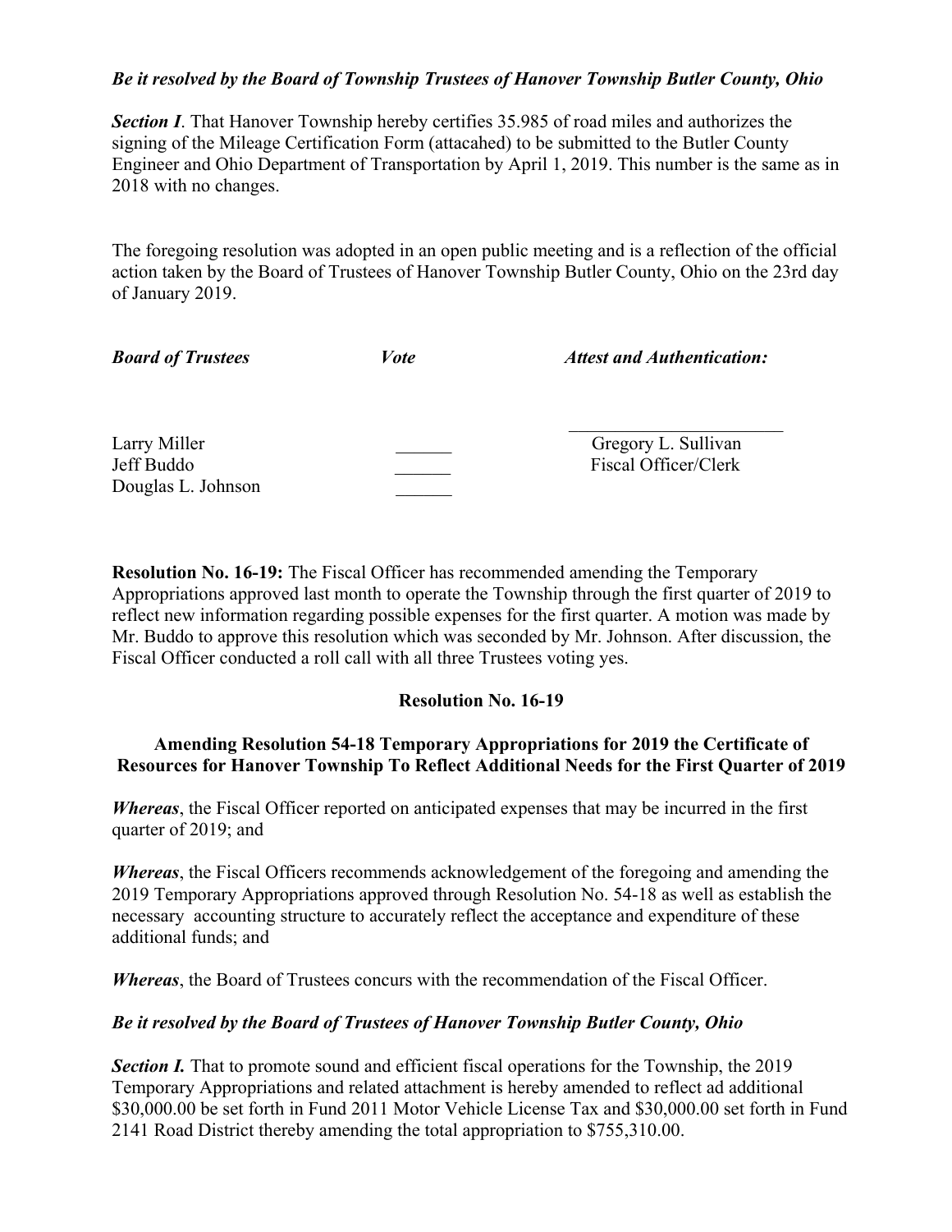***Be it resolved by the Board of Township Trustees of Hanover Township Butler County, Ohio***

***Section I***. That Hanover Township hereby certifies 35.985 of road miles and authorizes the signing of the Mileage Certification Form (attacahed) to be submitted to the Butler County Engineer and Ohio Department of Transportation by April 1, 2019. This number is the same as in 2018 with no changes.

The foregoing resolution was adopted in an open public meeting and is a reflection of the official action taken by the Board of Trustees of Hanover Township Butler County, Ohio on the 23rd day of January 2019.

| ***Board of Trustees*** | ***Vote*** | ***Attest and Authentication:*** |
|---|---|---|
| Larry Miller | ______ | ______________________ Gregory L. Sullivan |
| Jeff Buddo | ______ | Fiscal Officer/Clerk |
| Douglas L. Johnson | ______ | |

**Resolution No. 16-19:** The Fiscal Officer has recommended amending the Temporary Appropriations approved last month to operate the Township through the first quarter of 2019 to reflect new information regarding possible expenses for the first quarter. A motion was made by Mr. Buddo to approve this resolution which was seconded by Mr. Johnson. After discussion, the Fiscal Officer conducted a roll call with all three Trustees voting yes.

**Resolution No. 16-19**

**Amending Resolution 54-18 Temporary Appropriations for 2019 the Certificate of Resources for Hanover Township To Reflect Additional Needs for the First Quarter of 2019**

***Whereas***, the Fiscal Officer reported on anticipated expenses that may be incurred in the first quarter of 2019; and

***Whereas***, the Fiscal Officers recommends acknowledgement of the foregoing and amending the 2019 Temporary Appropriations approved through Resolution No. 54-18 as well as establish the necessary accounting structure to accurately reflect the acceptance and expenditure of these additional funds; and

***Whereas***, the Board of Trustees concurs with the recommendation of the Fiscal Officer.

***Be it resolved by the Board of Trustees of Hanover Township Butler County, Ohio***

***Section I.*** That to promote sound and efficient fiscal operations for the Township, the 2019 Temporary Appropriations and related attachment is hereby amended to reflect ad additional $30,000.00 be set forth in Fund 2011 Motor Vehicle License Tax and $30,000.00 set forth in Fund 2141 Road District thereby amending the total appropriation to $755,310.00.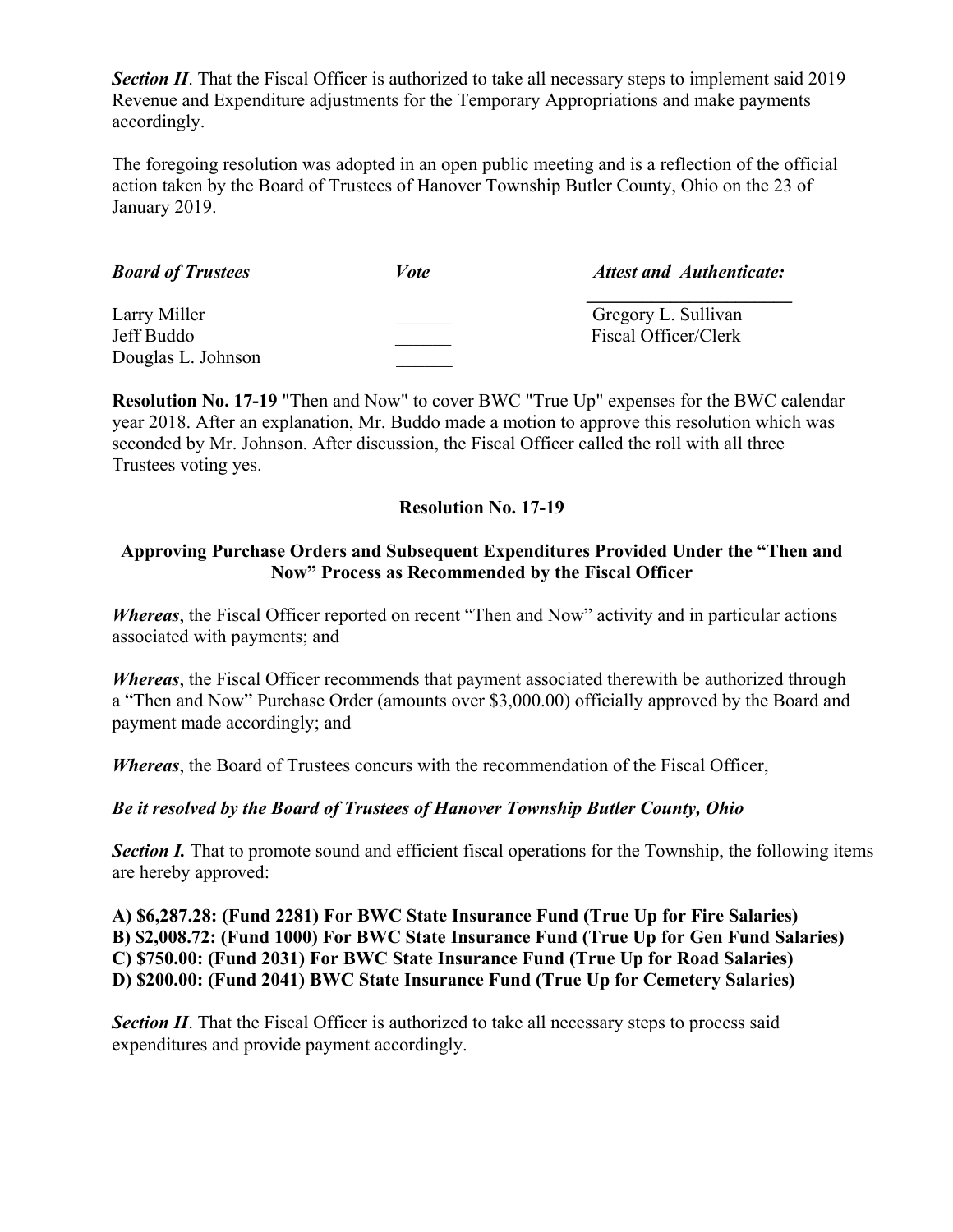***Section II***. That the Fiscal Officer is authorized to take all necessary steps to implement said 2019 Revenue and Expenditure adjustments for the Temporary Appropriations and make payments accordingly.

The foregoing resolution was adopted in an open public meeting and is a reflection of the official action taken by the Board of Trustees of Hanover Township Butler County, Ohio on the 23 of January 2019.

| ***Board of Trustees*** | ***Vote*** | ***Attest and Authenticate:*** |
|---|---|---|
| Larry Miller | ______ | ______________________ Gregory L. Sullivan |
| Jeff Buddo | ______ | Fiscal Officer/Clerk |
| Douglas L. Johnson | ______ | |

**Resolution No. 17-19** "Then and Now" to cover BWC "True Up" expenses for the BWC calendar year 2018. After an explanation, Mr. Buddo made a motion to approve this resolution which was seconded by Mr. Johnson. After discussion, the Fiscal Officer called the roll with all three Trustees voting yes.

**Resolution No. 17-19**

**Approving Purchase Orders and Subsequent Expenditures Provided Under the "Then and Now" Process as Recommended by the Fiscal Officer**

***Whereas***, the Fiscal Officer reported on recent "Then and Now" activity and in particular actions associated with payments; and

***Whereas***, the Fiscal Officer recommends that payment associated therewith be authorized through a "Then and Now" Purchase Order (amounts over $3,000.00) officially approved by the Board and payment made accordingly; and

***Whereas***, the Board of Trustees concurs with the recommendation of the Fiscal Officer,

***Be it resolved by the Board of Trustees of Hanover Township Butler County, Ohio***

***Section I.*** That to promote sound and efficient fiscal operations for the Township, the following items are hereby approved:

**A) $6,287.28: (Fund 2281) For BWC State Insurance Fund (True Up for Fire Salaries)**
**B) $2,008.72: (Fund 1000) For BWC State Insurance Fund (True Up for Gen Fund Salaries)**
**C) $750.00: (Fund 2031) For BWC State Insurance Fund (True Up for Road Salaries)**
**D) $200.00: (Fund 2041) BWC State Insurance Fund (True Up for Cemetery Salaries)**

***Section II***. That the Fiscal Officer is authorized to take all necessary steps to process said expenditures and provide payment accordingly.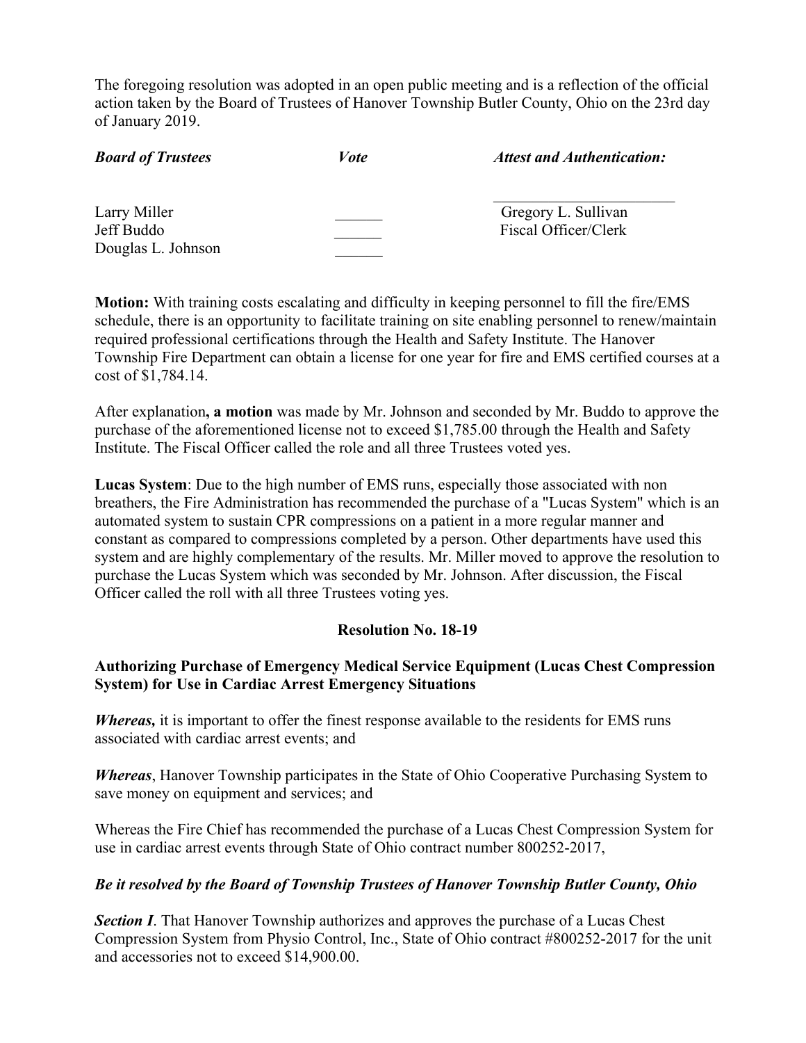The foregoing resolution was adopted in an open public meeting and is a reflection of the official action taken by the Board of Trustees of Hanover Township Butler County, Ohio on the 23rd day of January 2019.

| ***Board of Trustees*** | ***Vote*** | ***Attest and Authentication:*** |
|---|---|---|
| Larry Miller | ______ | ________________________ |
| Jeff Buddo | ______ | Gregory L. Sullivan |
| Douglas L. Johnson | ______ | Fiscal Officer/Clerk |

**Motion:** With training costs escalating and difficulty in keeping personnel to fill the fire/EMS schedule, there is an opportunity to facilitate training on site enabling personnel to renew/maintain required professional certifications through the Health and Safety Institute. The Hanover Township Fire Department can obtain a license for one year for fire and EMS certified courses at a cost of $1,784.14.

After explanation**, a motion** was made by Mr. Johnson and seconded by Mr. Buddo to approve the purchase of the aforementioned license not to exceed $1,785.00 through the Health and Safety Institute. The Fiscal Officer called the role and all three Trustees voted yes.

**Lucas System**: Due to the high number of EMS runs, especially those associated with non breathers, the Fire Administration has recommended the purchase of a "Lucas System" which is an automated system to sustain CPR compressions on a patient in a more regular manner and constant as compared to compressions completed by a person. Other departments have used this system and are highly complementary of the results. Mr. Miller moved to approve the resolution to purchase the Lucas System which was seconded by Mr. Johnson. After discussion, the Fiscal Officer called the roll with all three Trustees voting yes.

**Resolution No. 18-19**

**Authorizing Purchase of Emergency Medical Service Equipment (Lucas Chest Compression System) for Use in Cardiac Arrest Emergency Situations**

***Whereas,*** it is important to offer the finest response available to the residents for EMS runs associated with cardiac arrest events; and

***Whereas***, Hanover Township participates in the State of Ohio Cooperative Purchasing System to save money on equipment and services; and

Whereas the Fire Chief has recommended the purchase of a Lucas Chest Compression System for use in cardiac arrest events through State of Ohio contract number 800252-2017,

***Be it resolved by the Board of Township Trustees of Hanover Township Butler County, Ohio***

***Section I***. That Hanover Township authorizes and approves the purchase of a Lucas Chest Compression System from Physio Control, Inc., State of Ohio contract #800252-2017 for the unit and accessories not to exceed $14,900.00.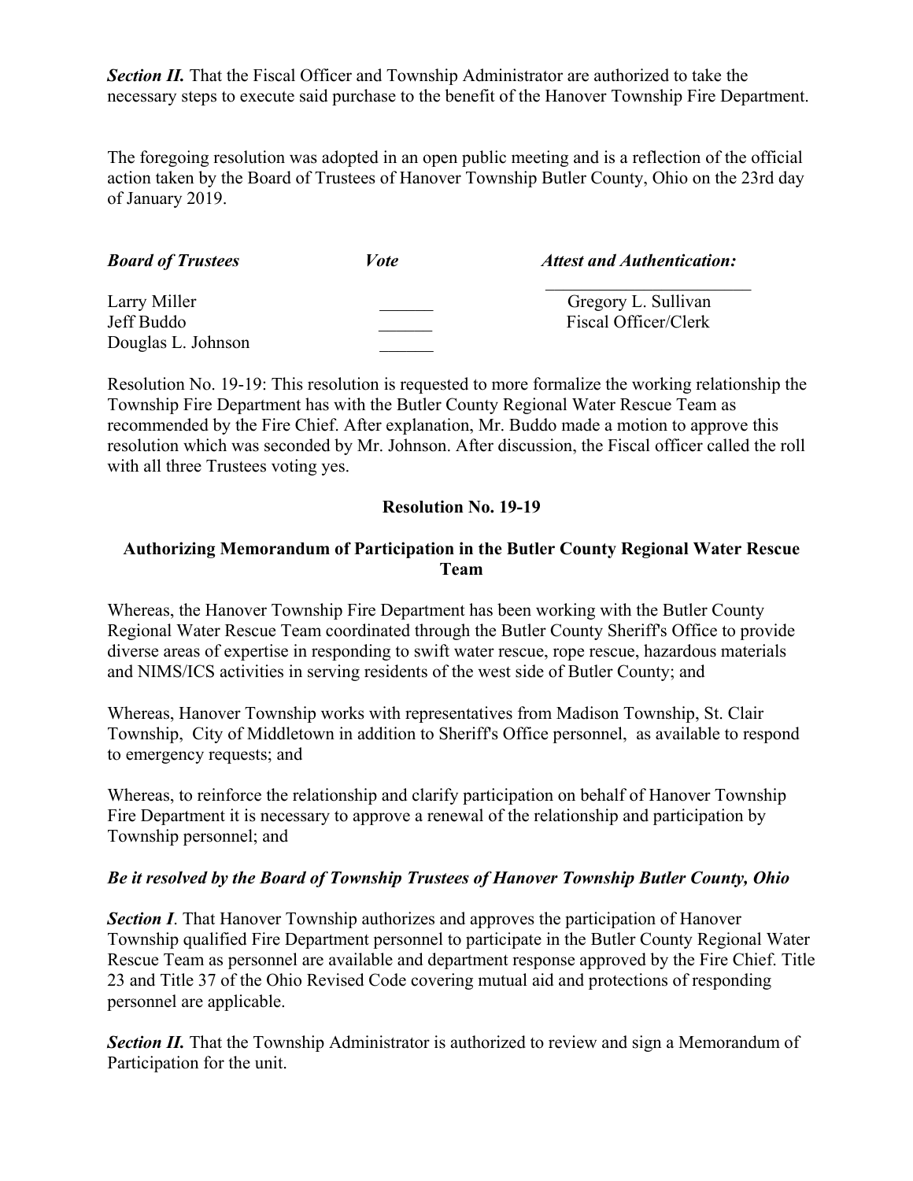***Section II.*** That the Fiscal Officer and Township Administrator are authorized to take the necessary steps to execute said purchase to the benefit of the Hanover Township Fire Department.

The foregoing resolution was adopted in an open public meeting and is a reflection of the official action taken by the Board of Trustees of Hanover Township Butler County, Ohio on the 23rd day of January 2019.

| ***Board of Trustees*** | ***Vote*** | ***Attest and Authentication:*** |
|---|---|---|
| Larry Miller | ______ | Gregory L. Sullivan |
| Jeff Buddo | ______ | Fiscal Officer/Clerk |
| Douglas L. Johnson | ______ | |

Resolution No. 19-19: This resolution is requested to more formalize the working relationship the Township Fire Department has with the Butler County Regional Water Rescue Team as recommended by the Fire Chief. After explanation, Mr. Buddo made a motion to approve this resolution which was seconded by Mr. Johnson. After discussion, the Fiscal officer called the roll with all three Trustees voting yes.

**Resolution No. 19-19**

**Authorizing Memorandum of Participation in the Butler County Regional Water Rescue Team**

Whereas, the Hanover Township Fire Department has been working with the Butler County Regional Water Rescue Team coordinated through the Butler County Sheriff's Office to provide diverse areas of expertise in responding to swift water rescue, rope rescue, hazardous materials and NIMS/ICS activities in serving residents of the west side of Butler County; and

Whereas, Hanover Township works with representatives from Madison Township, St. Clair Township, City of Middletown in addition to Sheriff's Office personnel, as available to respond to emergency requests; and

Whereas, to reinforce the relationship and clarify participation on behalf of Hanover Township Fire Department it is necessary to approve a renewal of the relationship and participation by Township personnel; and

***Be it resolved by the Board of Township Trustees of Hanover Township Butler County, Ohio***

***Section I***. That Hanover Township authorizes and approves the participation of Hanover Township qualified Fire Department personnel to participate in the Butler County Regional Water Rescue Team as personnel are available and department response approved by the Fire Chief. Title 23 and Title 37 of the Ohio Revised Code covering mutual aid and protections of responding personnel are applicable.

***Section II.*** That the Township Administrator is authorized to review and sign a Memorandum of Participation for the unit.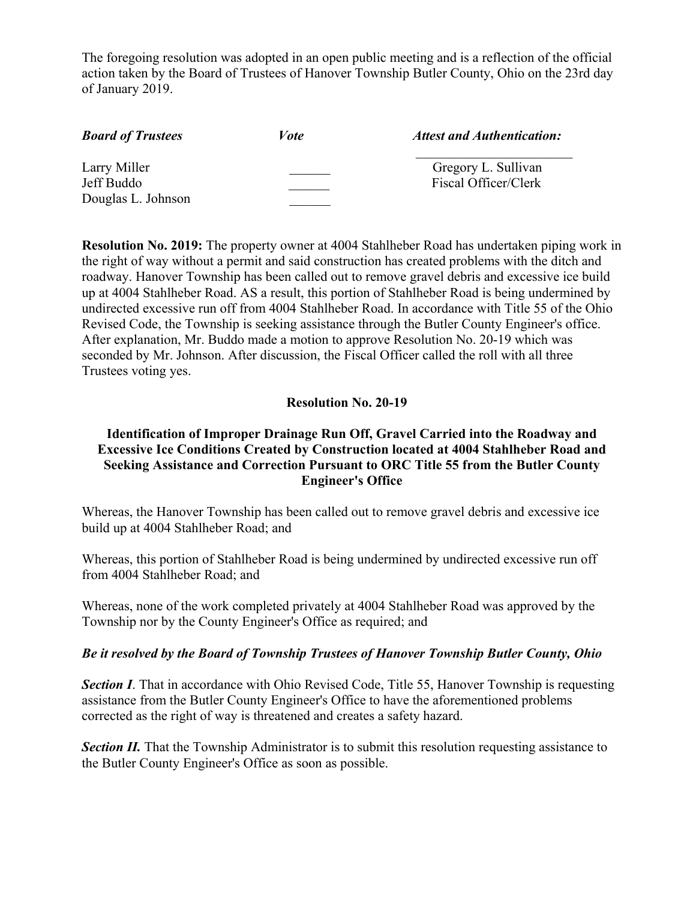The foregoing resolution was adopted in an open public meeting and is a reflection of the official action taken by the Board of Trustees of Hanover Township Butler County, Ohio on the 23rd day of January 2019.

| ***Board of Trustees*** | ***Vote*** | ***Attest and Authentication:*** |
|---|---|---|
| Larry Miller | ______ | ______________________ |
| Jeff Buddo | ______ | Gregory L. Sullivan |
| Douglas L. Johnson | ______ | Fiscal Officer/Clerk |

**Resolution No. 2019:** The property owner at 4004 Stahlheber Road has undertaken piping work in the right of way without a permit and said construction has created problems with the ditch and roadway. Hanover Township has been called out to remove gravel debris and excessive ice build up at 4004 Stahlheber Road. AS a result, this portion of Stahlheber Road is being undermined by undirected excessive run off from 4004 Stahlheber Road. In accordance with Title 55 of the Ohio Revised Code, the Township is seeking assistance through the Butler County Engineer's office. After explanation, Mr. Buddo made a motion to approve Resolution No. 20-19 which was seconded by Mr. Johnson. After discussion, the Fiscal Officer called the roll with all three Trustees voting yes.

**Resolution No. 20-19**

**Identification of Improper Drainage Run Off, Gravel Carried into the Roadway and Excessive Ice Conditions Created by Construction located at 4004 Stahlheber Road and Seeking Assistance and Correction Pursuant to ORC Title 55 from the Butler County Engineer's Office**

Whereas, the Hanover Township has been called out to remove gravel debris and excessive ice build up at 4004 Stahlheber Road; and

Whereas, this portion of Stahlheber Road is being undermined by undirected excessive run off from 4004 Stahlheber Road; and

Whereas, none of the work completed privately at 4004 Stahlheber Road was approved by the Township nor by the County Engineer's Office as required; and

***Be it resolved by the Board of Township Trustees of Hanover Township Butler County, Ohio***

***Section I*.** That in accordance with Ohio Revised Code, Title 55, Hanover Township is requesting assistance from the Butler County Engineer's Office to have the aforementioned problems corrected as the right of way is threatened and creates a safety hazard.

***Section II.*** That the Township Administrator is to submit this resolution requesting assistance to the Butler County Engineer's Office as soon as possible.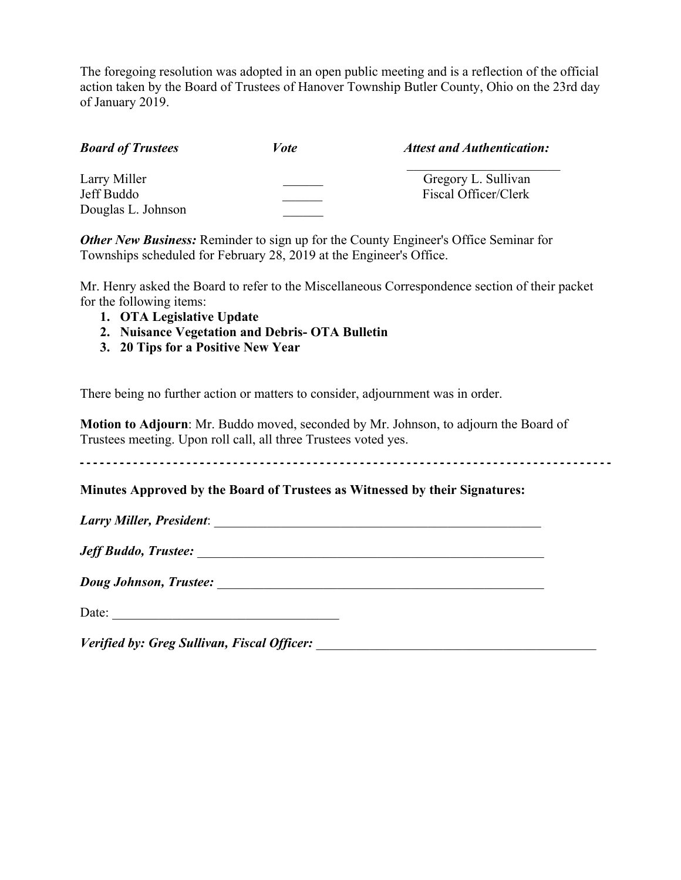The foregoing resolution was adopted in an open public meeting and is a reflection of the official action taken by the Board of Trustees of Hanover Township Butler County, Ohio on the 23rd day of January 2019.

| ***Board of Trustees*** | ***Vote*** | ***Attest and Authentication:*** |
|---|---|---|
| Larry Miller | ______ | ______________________ |
| Jeff Buddo | ______ | Gregory L. Sullivan |
| Douglas L. Johnson | ______ | Fiscal Officer/Clerk |

***Other New Business:*** Reminder to sign up for the County Engineer's Office Seminar for Townships scheduled for February 28, 2019 at the Engineer's Office.

Mr. Henry asked the Board to refer to the Miscellaneous Correspondence section of their packet for the following items:

1. **OTA Legislative Update**
2. **Nuisance Vegetation and Debris- OTA Bulletin**
3. **20 Tips for a Positive New Year**

There being no further action or matters to consider, adjournment was in order.

**Motion to Adjourn**: Mr. Buddo moved, seconded by Mr. Johnson, to adjourn the Board of Trustees meeting. Upon roll call, all three Trustees voted yes.

---

**Minutes Approved by the Board of Trustees as Witnessed by their Signatures:**

***Larry Miller, President***: ______________________________________________

***Jeff Buddo, Trustee:*** ______________________________________________

***Doug Johnson, Trustee:*** ______________________________________________

Date: ________________________________

***Verified by: Greg Sullivan, Fiscal Officer:*** ________________________________________